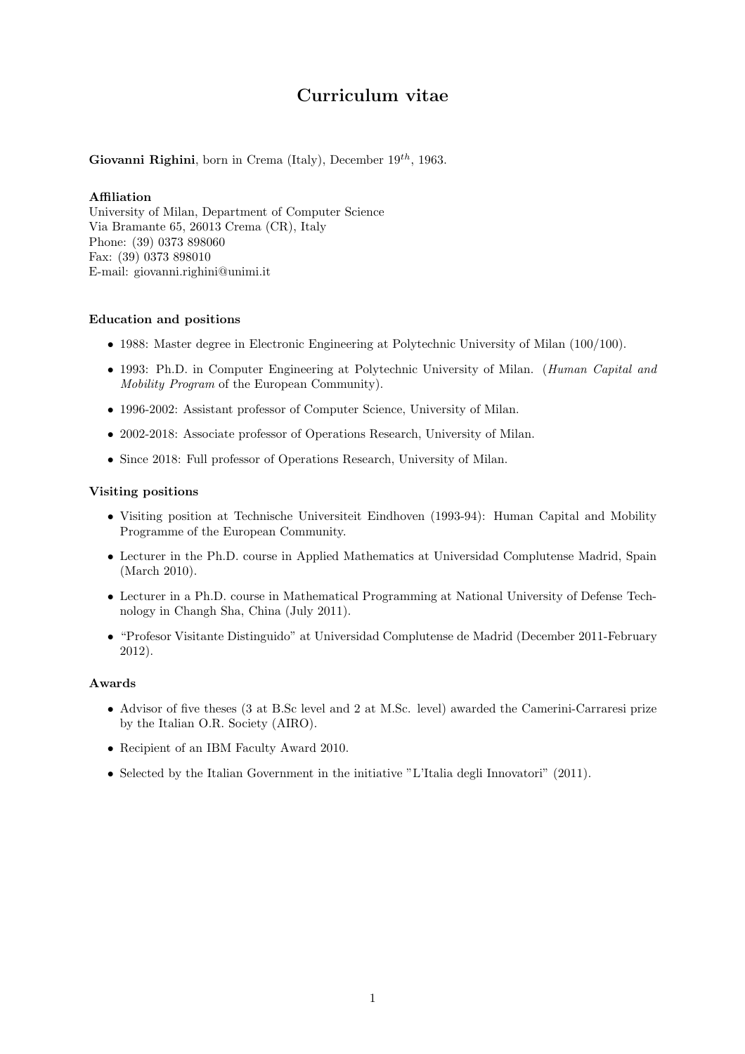# Curriculum vitae

**Giovanni Righini**, born in Crema (Italy), December $19^{th}$, 1963.

**Affiliation**
University of Milan, Department of Computer Science
Via Bramante 65, 26013 Crema (CR), Italy
Phone: (39) 0373 898060
Fax: (39) 0373 898010
E-mail: giovanni.righini@unimi.it

### Education and positions

- 1988: Master degree in Electronic Engineering at Polytechnic University of Milan (100/100).
- 1993: Ph.D. in Computer Engineering at Polytechnic University of Milan. (*Human Capital and Mobility Program* of the European Community).
- 1996-2002: Assistant professor of Computer Science, University of Milan.
- 2002-2018: Associate professor of Operations Research, University of Milan.
- Since 2018: Full professor of Operations Research, University of Milan.

### Visiting positions

- Visiting position at Technische Universiteit Eindhoven (1993-94): Human Capital and Mobility Programme of the European Community.
- Lecturer in the Ph.D. course in Applied Mathematics at Universidad Complutense Madrid, Spain (March 2010).
- Lecturer in a Ph.D. course in Mathematical Programming at National University of Defense Technology in Changh Sha, China (July 2011).
- "Profesor Visitante Distinguido" at Universidad Complutense de Madrid (December 2011-February 2012).

### Awards

- Advisor of five theses (3 at B.Sc level and 2 at M.Sc. level) awarded the Camerini-Carraresi prize by the Italian O.R. Society (AIRO).
- Recipient of an IBM Faculty Award 2010.
- Selected by the Italian Government in the initiative "L'Italia degli Innovatori" (2011).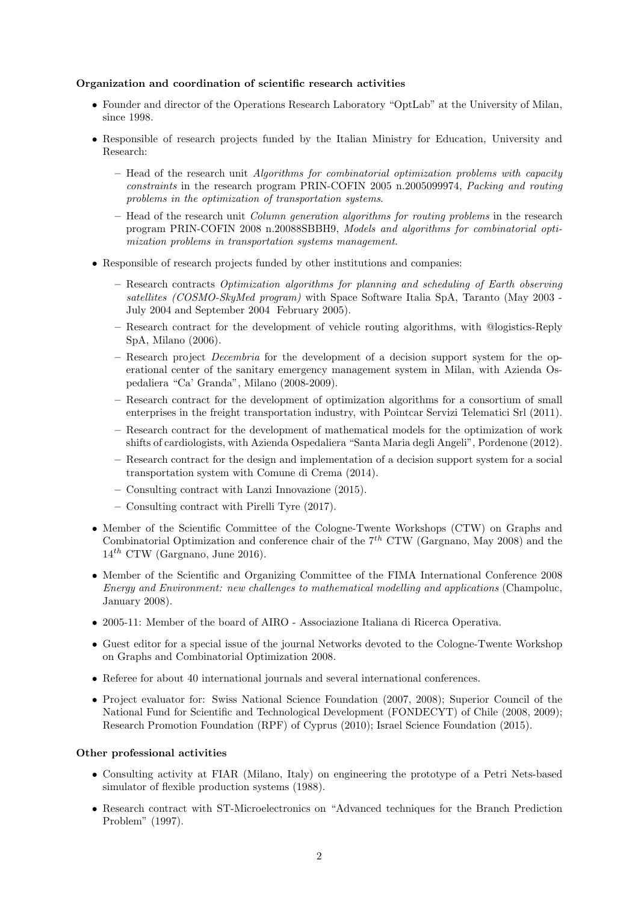**Organization and coordination of scientific research activities**

- Founder and director of the Operations Research Laboratory "OptLab" at the University of Milan, since 1998.
- Responsible of research projects funded by the Italian Ministry for Education, University and Research:
  - Head of the research unit *Algorithms for combinatorial optimization problems with capacity constraints* in the research program PRIN-COFIN 2005 n.2005099974, *Packing and routing problems in the optimization of transportation systems*.
  - Head of the research unit *Column generation algorithms for routing problems* in the research program PRIN-COFIN 2008 n.20088SBBH9, *Models and algorithms for combinatorial optimization problems in transportation systems management*.
- Responsible of research projects funded by other institutions and companies:
  - Research contracts *Optimization algorithms for planning and scheduling of Earth observing satellites (COSMO-SkyMed program)* with Space Software Italia SpA, Taranto (May 2003 - July 2004 and September 2004 February 2005).
  - Research contract for the development of vehicle routing algorithms, with @logistics-Reply SpA, Milano (2006).
  - Research project *Decembria* for the development of a decision support system for the operational center of the sanitary emergency management system in Milan, with Azienda Ospedaliera "Ca' Granda", Milano (2008-2009).
  - Research contract for the development of optimization algorithms for a consortium of small enterprises in the freight transportation industry, with Pointcar Servizi Telematici Srl (2011).
  - Research contract for the development of mathematical models for the optimization of work shifts of cardiologists, with Azienda Ospedaliera "Santa Maria degli Angeli", Pordenone (2012).
  - Research contract for the design and implementation of a decision support system for a social transportation system with Comune di Crema (2014).
  - Consulting contract with Lanzi Innovazione (2015).
  - Consulting contract with Pirelli Tyre (2017).
- Member of the Scientific Committee of the Cologne-Twente Workshops (CTW) on Graphs and Combinatorial Optimization and conference chair of the $7^{th}$ CTW (Gargnano, May 2008) and the $14^{th}$ CTW (Gargnano, June 2016).
- Member of the Scientific and Organizing Committee of the FIMA International Conference 2008 *Energy and Environment: new challenges to mathematical modelling and applications* (Champoluc, January 2008).
- 2005-11: Member of the board of AIRO - Associazione Italiana di Ricerca Operativa.
- Guest editor for a special issue of the journal Networks devoted to the Cologne-Twente Workshop on Graphs and Combinatorial Optimization 2008.
- Referee for about 40 international journals and several international conferences.
- Project evaluator for: Swiss National Science Foundation (2007, 2008); Superior Council of the National Fund for Scientific and Technological Development (FONDECYT) of Chile (2008, 2009); Research Promotion Foundation (RPF) of Cyprus (2010); Israel Science Foundation (2015).

**Other professional activities**

- Consulting activity at FIAR (Milano, Italy) on engineering the prototype of a Petri Nets-based simulator of flexible production systems (1988).
- Research contract with ST-Microelectronics on "Advanced techniques for the Branch Prediction Problem" (1997).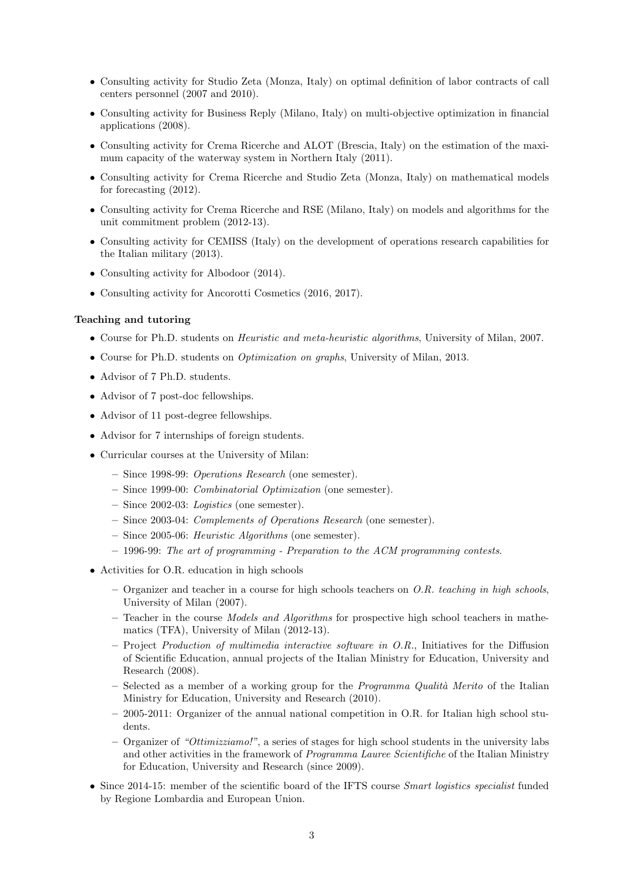- Consulting activity for Studio Zeta (Monza, Italy) on optimal definition of labor contracts of call centers personnel (2007 and 2010).
- Consulting activity for Business Reply (Milano, Italy) on multi-objective optimization in financial applications (2008).
- Consulting activity for Crema Ricerche and ALOT (Brescia, Italy) on the estimation of the maximum capacity of the waterway system in Northern Italy (2011).
- Consulting activity for Crema Ricerche and Studio Zeta (Monza, Italy) on mathematical models for forecasting (2012).
- Consulting activity for Crema Ricerche and RSE (Milano, Italy) on models and algorithms for the unit commitment problem (2012-13).
- Consulting activity for CEMISS (Italy) on the development of operations research capabilities for the Italian military (2013).
- Consulting activity for Albodoor (2014).
- Consulting activity for Ancorotti Cosmetics (2016, 2017).

**Teaching and tutoring**

- Course for Ph.D. students on *Heuristic and meta-heuristic algorithms*, University of Milan, 2007.
- Course for Ph.D. students on *Optimization on graphs*, University of Milan, 2013.
- Advisor of 7 Ph.D. students.
- Advisor of 7 post-doc fellowships.
- Advisor of 11 post-degree fellowships.
- Advisor for 7 internships of foreign students.
- Curricular courses at the University of Milan:
  - Since 1998-99: *Operations Research* (one semester).
  - Since 1999-00: *Combinatorial Optimization* (one semester).
  - Since 2002-03: *Logistics* (one semester).
  - Since 2003-04: *Complements of Operations Research* (one semester).
  - Since 2005-06: *Heuristic Algorithms* (one semester).
  - 1996-99: *The art of programming - Preparation to the ACM programming contests*.
- Activities for O.R. education in high schools
  - Organizer and teacher in a course for high schools teachers on *O.R. teaching in high schools*, University of Milan (2007).
  - Teacher in the course *Models and Algorithms* for prospective high school teachers in mathematics (TFA), University of Milan (2012-13).
  - Project *Production of multimedia interactive software in O.R.*, Initiatives for the Diffusion of Scientific Education, annual projects of the Italian Ministry for Education, University and Research (2008).
  - Selected as a member of a working group for the *Programma Qualità Merito* of the Italian Ministry for Education, University and Research (2010).
  - 2005-2011: Organizer of the annual national competition in O.R. for Italian high school students.
  - Organizer of *"Ottimizziamo!"*, a series of stages for high school students in the university labs and other activities in the framework of *Programma Lauree Scientifiche* of the Italian Ministry for Education, University and Research (since 2009).
- Since 2014-15: member of the scientific board of the IFTS course *Smart logistics specialist* funded by Regione Lombardia and European Union.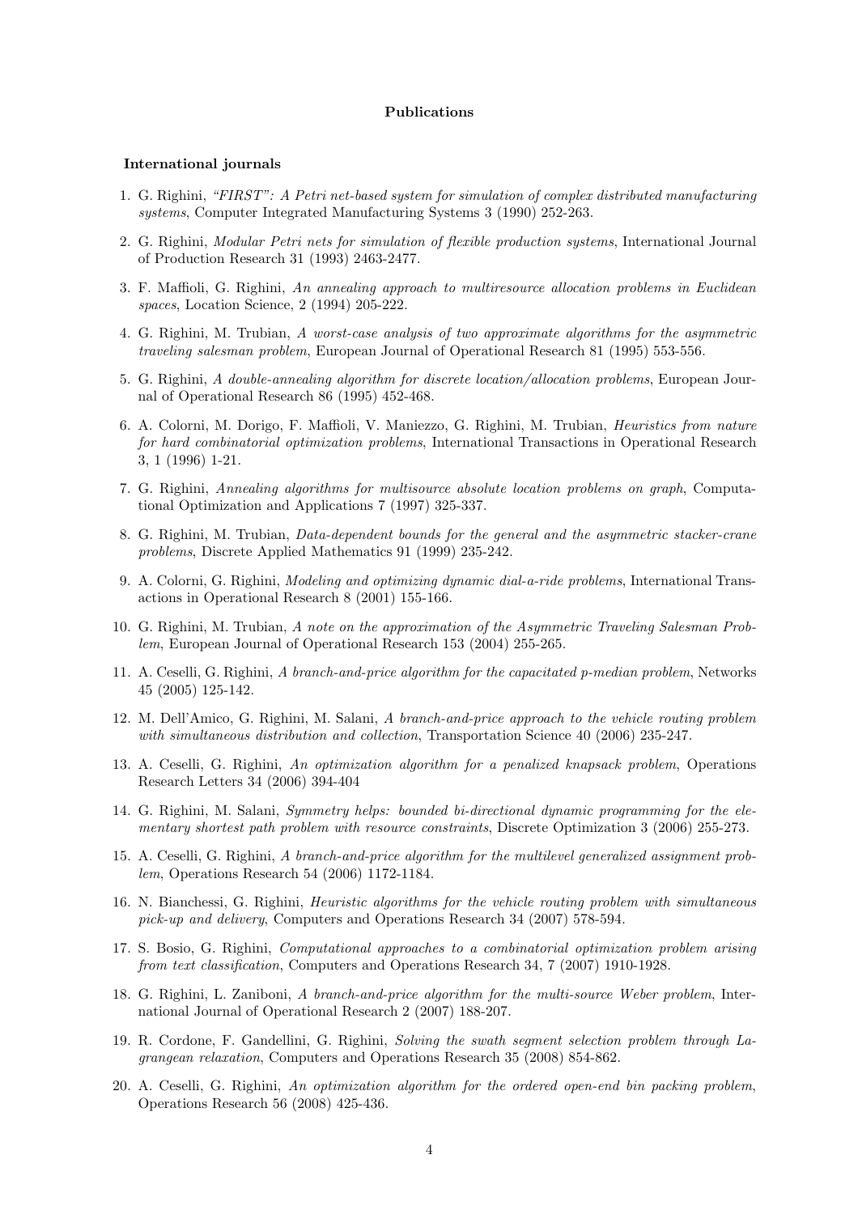## Publications

### International journals

1. G. Righini, *"FIRST": A Petri net-based system for simulation of complex distributed manufacturing systems*, Computer Integrated Manufacturing Systems 3 (1990) 252-263.
2. G. Righini, *Modular Petri nets for simulation of flexible production systems*, International Journal of Production Research 31 (1993) 2463-2477.
3. F. Maffioli, G. Righini, *An annealing approach to multiresource allocation problems in Euclidean spaces*, Location Science, 2 (1994) 205-222.
4. G. Righini, M. Trubian, *A worst-case analysis of two approximate algorithms for the asymmetric traveling salesman problem*, European Journal of Operational Research 81 (1995) 553-556.
5. G. Righini, *A double-annealing algorithm for discrete location/allocation problems*, European Journal of Operational Research 86 (1995) 452-468.
6. A. Colorni, M. Dorigo, F. Maffioli, V. Maniezzo, G. Righini, M. Trubian, *Heuristics from nature for hard combinatorial optimization problems*, International Transactions in Operational Research 3, 1 (1996) 1-21.
7. G. Righini, *Annealing algorithms for multisource absolute location problems on graph*, Computational Optimization and Applications 7 (1997) 325-337.
8. G. Righini, M. Trubian, *Data-dependent bounds for the general and the asymmetric stacker-crane problems*, Discrete Applied Mathematics 91 (1999) 235-242.
9. A. Colorni, G. Righini, *Modeling and optimizing dynamic dial-a-ride problems*, International Transactions in Operational Research 8 (2001) 155-166.
10. G. Righini, M. Trubian, *A note on the approximation of the Asymmetric Traveling Salesman Problem*, European Journal of Operational Research 153 (2004) 255-265.
11. A. Ceselli, G. Righini, *A branch-and-price algorithm for the capacitated p-median problem*, Networks 45 (2005) 125-142.
12. M. Dell'Amico, G. Righini, M. Salani, *A branch-and-price approach to the vehicle routing problem with simultaneous distribution and collection*, Transportation Science 40 (2006) 235-247.
13. A. Ceselli, G. Righini, *An optimization algorithm for a penalized knapsack problem*, Operations Research Letters 34 (2006) 394-404
14. G. Righini, M. Salani, *Symmetry helps: bounded bi-directional dynamic programming for the elementary shortest path problem with resource constraints*, Discrete Optimization 3 (2006) 255-273.
15. A. Ceselli, G. Righini, *A branch-and-price algorithm for the multilevel generalized assignment problem*, Operations Research 54 (2006) 1172-1184.
16. N. Bianchessi, G. Righini, *Heuristic algorithms for the vehicle routing problem with simultaneous pick-up and delivery*, Computers and Operations Research 34 (2007) 578-594.
17. S. Bosio, G. Righini, *Computational approaches to a combinatorial optimization problem arising from text classification*, Computers and Operations Research 34, 7 (2007) 1910-1928.
18. G. Righini, L. Zaniboni, *A branch-and-price algorithm for the multi-source Weber problem*, International Journal of Operational Research 2 (2007) 188-207.
19. R. Cordone, F. Gandellini, G. Righini, *Solving the swath segment selection problem through Lagrangean relaxation*, Computers and Operations Research 35 (2008) 854-862.
20. A. Ceselli, G. Righini, *An optimization algorithm for the ordered open-end bin packing problem*, Operations Research 56 (2008) 425-436.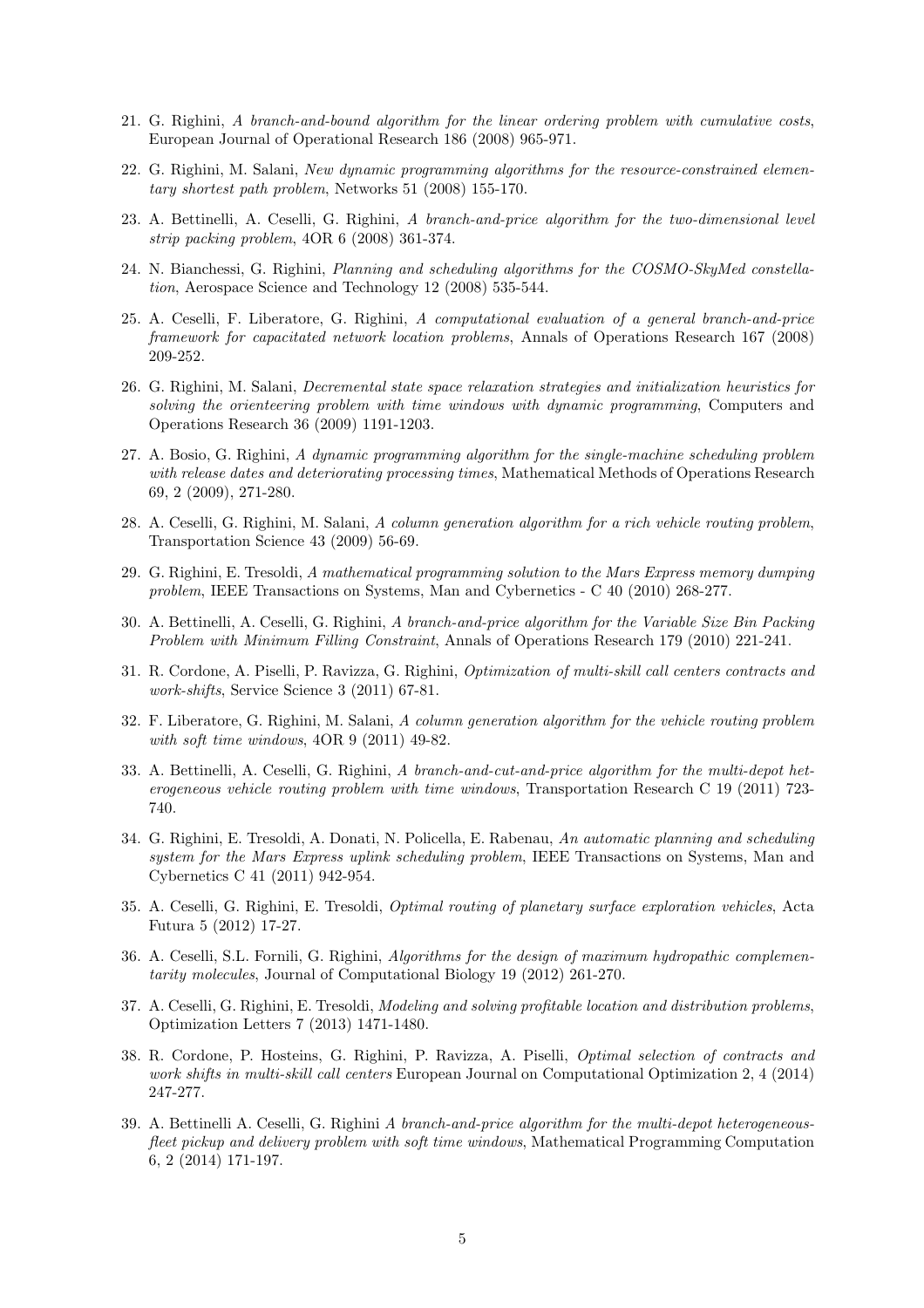21. G. Righini, *A branch-and-bound algorithm for the linear ordering problem with cumulative costs*, European Journal of Operational Research 186 (2008) 965-971.

22. G. Righini, M. Salani, *New dynamic programming algorithms for the resource-constrained elementary shortest path problem*, Networks 51 (2008) 155-170.

23. A. Bettinelli, A. Ceselli, G. Righini, *A branch-and-price algorithm for the two-dimensional level strip packing problem*, 4OR 6 (2008) 361-374.

24. N. Bianchessi, G. Righini, *Planning and scheduling algorithms for the COSMO-SkyMed constellation*, Aerospace Science and Technology 12 (2008) 535-544.

25. A. Ceselli, F. Liberatore, G. Righini, *A computational evaluation of a general branch-and-price framework for capacitated network location problems*, Annals of Operations Research 167 (2008) 209-252.

26. G. Righini, M. Salani, *Decremental state space relaxation strategies and initialization heuristics for solving the orienteering problem with time windows with dynamic programming*, Computers and Operations Research 36 (2009) 1191-1203.

27. A. Bosio, G. Righini, *A dynamic programming algorithm for the single-machine scheduling problem with release dates and deteriorating processing times*, Mathematical Methods of Operations Research 69, 2 (2009), 271-280.

28. A. Ceselli, G. Righini, M. Salani, *A column generation algorithm for a rich vehicle routing problem*, Transportation Science 43 (2009) 56-69.

29. G. Righini, E. Tresoldi, *A mathematical programming solution to the Mars Express memory dumping problem*, IEEE Transactions on Systems, Man and Cybernetics - C 40 (2010) 268-277.

30. A. Bettinelli, A. Ceselli, G. Righini, *A branch-and-price algorithm for the Variable Size Bin Packing Problem with Minimum Filling Constraint*, Annals of Operations Research 179 (2010) 221-241.

31. R. Cordone, A. Piselli, P. Ravizza, G. Righini, *Optimization of multi-skill call centers contracts and work-shifts*, Service Science 3 (2011) 67-81.

32. F. Liberatore, G. Righini, M. Salani, *A column generation algorithm for the vehicle routing problem with soft time windows*, 4OR 9 (2011) 49-82.

33. A. Bettinelli, A. Ceselli, G. Righini, *A branch-and-cut-and-price algorithm for the multi-depot heterogeneous vehicle routing problem with time windows*, Transportation Research C 19 (2011) 723-740.

34. G. Righini, E. Tresoldi, A. Donati, N. Policella, E. Rabenau, *An automatic planning and scheduling system for the Mars Express uplink scheduling problem*, IEEE Transactions on Systems, Man and Cybernetics C 41 (2011) 942-954.

35. A. Ceselli, G. Righini, E. Tresoldi, *Optimal routing of planetary surface exploration vehicles*, Acta Futura 5 (2012) 17-27.

36. A. Ceselli, S.L. Fornili, G. Righini, *Algorithms for the design of maximum hydropathic complementarity molecules*, Journal of Computational Biology 19 (2012) 261-270.

37. A. Ceselli, G. Righini, E. Tresoldi, *Modeling and solving profitable location and distribution problems*, Optimization Letters 7 (2013) 1471-1480.

38. R. Cordone, P. Hosteins, G. Righini, P. Ravizza, A. Piselli, *Optimal selection of contracts and work shifts in multi-skill call centers* European Journal on Computational Optimization 2, 4 (2014) 247-277.

39. A. Bettinelli A. Ceselli, G. Righini *A branch-and-price algorithm for the multi-depot heterogeneous-fleet pickup and delivery problem with soft time windows*, Mathematical Programming Computation 6, 2 (2014) 171-197.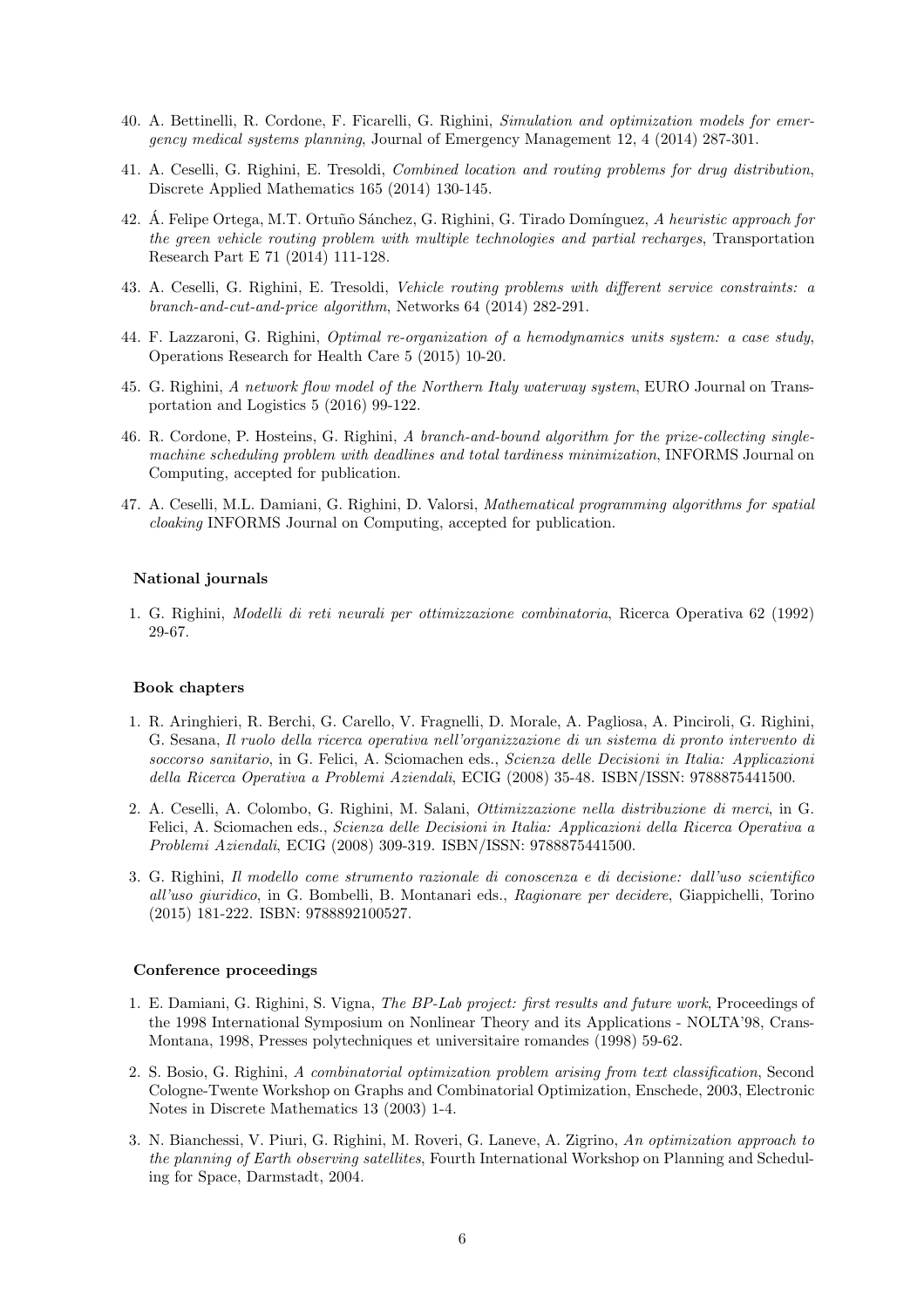40. A. Bettinelli, R. Cordone, F. Ficarelli, G. Righini, *Simulation and optimization models for emergency medical systems planning*, Journal of Emergency Management 12, 4 (2014) 287-301.
41. A. Ceselli, G. Righini, E. Tresoldi, *Combined location and routing problems for drug distribution*, Discrete Applied Mathematics 165 (2014) 130-145.
42. Á. Felipe Ortega, M.T. Ortuño Sánchez, G. Righini, G. Tirado Domínguez, *A heuristic approach for the green vehicle routing problem with multiple technologies and partial recharges*, Transportation Research Part E 71 (2014) 111-128.
43. A. Ceselli, G. Righini, E. Tresoldi, *Vehicle routing problems with different service constraints: a branch-and-cut-and-price algorithm*, Networks 64 (2014) 282-291.
44. F. Lazzaroni, G. Righini, *Optimal re-organization of a hemodynamics units system: a case study*, Operations Research for Health Care 5 (2015) 10-20.
45. G. Righini, *A network flow model of the Northern Italy waterway system*, EURO Journal on Transportation and Logistics 5 (2016) 99-122.
46. R. Cordone, P. Hosteins, G. Righini, *A branch-and-bound algorithm for the prize-collecting single-machine scheduling problem with deadlines and total tardiness minimization*, INFORMS Journal on Computing, accepted for publication.
47. A. Ceselli, M.L. Damiani, G. Righini, D. Valorsi, *Mathematical programming algorithms for spatial cloaking* INFORMS Journal on Computing, accepted for publication.

### National journals

1. G. Righini, *Modelli di reti neurali per ottimizzazione combinatoria*, Ricerca Operativa 62 (1992) 29-67.

### Book chapters

1. R. Aringhieri, R. Berchi, G. Carello, V. Fragnelli, D. Morale, A. Pagliosa, A. Pinciroli, G. Righini, G. Sesana, *Il ruolo della ricerca operativa nell'organizzazione di un sistema di pronto intervento di soccorso sanitario*, in G. Felici, A. Sciomachen eds., *Scienza delle Decisioni in Italia: Applicazioni della Ricerca Operativa a Problemi Aziendali*, ECIG (2008) 35-48. ISBN/ISSN: 9788875441500.
2. A. Ceselli, A. Colombo, G. Righini, M. Salani, *Ottimizzazione nella distribuzione di merci*, in G. Felici, A. Sciomachen eds., *Scienza delle Decisioni in Italia: Applicazioni della Ricerca Operativa a Problemi Aziendali*, ECIG (2008) 309-319. ISBN/ISSN: 9788875441500.
3. G. Righini, *Il modello come strumento razionale di conoscenza e di decisione: dall'uso scientifico all'uso giuridico*, in G. Bombelli, B. Montanari eds., *Ragionare per decidere*, Giappichelli, Torino (2015) 181-222. ISBN: 9788892100527.

### Conference proceedings

1. E. Damiani, G. Righini, S. Vigna, *The BP-Lab project: first results and future work*, Proceedings of the 1998 International Symposium on Nonlinear Theory and its Applications - NOLTA'98, Crans-Montana, 1998, Presses polytechniques et universitaire romandes (1998) 59-62.
2. S. Bosio, G. Righini, *A combinatorial optimization problem arising from text classification*, Second Cologne-Twente Workshop on Graphs and Combinatorial Optimization, Enschede, 2003, Electronic Notes in Discrete Mathematics 13 (2003) 1-4.
3. N. Bianchessi, V. Piuri, G. Righini, M. Roveri, G. Laneve, A. Zigrino, *An optimization approach to the planning of Earth observing satellites*, Fourth International Workshop on Planning and Scheduling for Space, Darmstadt, 2004.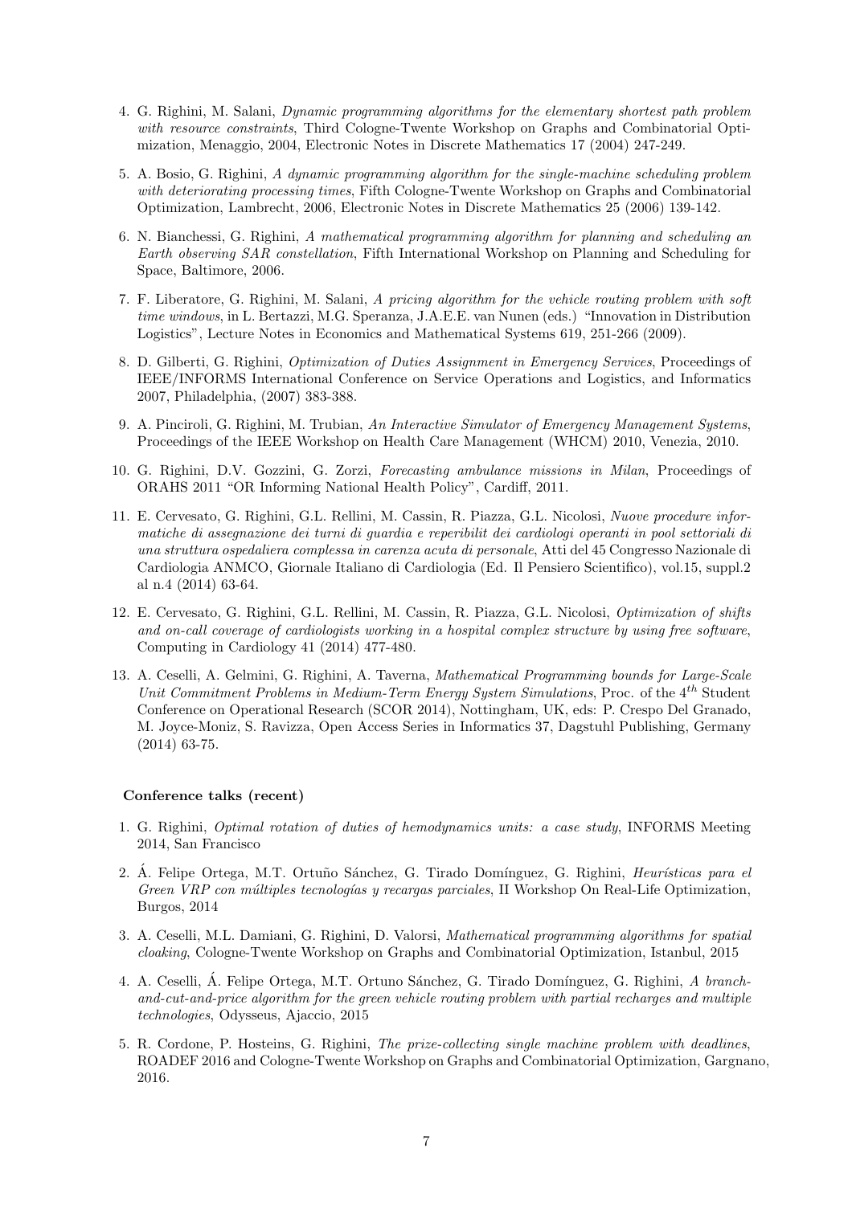4. G. Righini, M. Salani, *Dynamic programming algorithms for the elementary shortest path problem with resource constraints*, Third Cologne-Twente Workshop on Graphs and Combinatorial Optimization, Menaggio, 2004, Electronic Notes in Discrete Mathematics 17 (2004) 247-249.

5. A. Bosio, G. Righini, *A dynamic programming algorithm for the single-machine scheduling problem with deteriorating processing times*, Fifth Cologne-Twente Workshop on Graphs and Combinatorial Optimization, Lambrecht, 2006, Electronic Notes in Discrete Mathematics 25 (2006) 139-142.

6. N. Bianchessi, G. Righini, *A mathematical programming algorithm for planning and scheduling an Earth observing SAR constellation*, Fifth International Workshop on Planning and Scheduling for Space, Baltimore, 2006.

7. F. Liberatore, G. Righini, M. Salani, *A pricing algorithm for the vehicle routing problem with soft time windows*, in L. Bertazzi, M.G. Speranza, J.A.E.E. van Nunen (eds.) "Innovation in Distribution Logistics", Lecture Notes in Economics and Mathematical Systems 619, 251-266 (2009).

8. D. Gilberti, G. Righini, *Optimization of Duties Assignment in Emergency Services*, Proceedings of IEEE/INFORMS International Conference on Service Operations and Logistics, and Informatics 2007, Philadelphia, (2007) 383-388.

9. A. Pinciroli, G. Righini, M. Trubian, *An Interactive Simulator of Emergency Management Systems*, Proceedings of the IEEE Workshop on Health Care Management (WHCM) 2010, Venezia, 2010.

10. G. Righini, D.V. Gozzini, G. Zorzi, *Forecasting ambulance missions in Milan*, Proceedings of ORAHS 2011 "OR Informing National Health Policy", Cardiff, 2011.

11. E. Cervesato, G. Righini, G.L. Rellini, M. Cassin, R. Piazza, G.L. Nicolosi, *Nuove procedure informatiche di assegnazione dei turni di guardia e reperibilit dei cardiologi operanti in pool settoriali di una struttura ospedaliera complessa in carenza acuta di personale*, Atti del 45 Congresso Nazionale di Cardiologia ANMCO, Giornale Italiano di Cardiologia (Ed. Il Pensiero Scientifico), vol.15, suppl.2 al n.4 (2014) 63-64.

12. E. Cervesato, G. Righini, G.L. Rellini, M. Cassin, R. Piazza, G.L. Nicolosi, *Optimization of shifts and on-call coverage of cardiologists working in a hospital complex structure by using free software*, Computing in Cardiology 41 (2014) 477-480.

13. A. Ceselli, A. Gelmini, G. Righini, A. Taverna, *Mathematical Programming bounds for Large-Scale Unit Commitment Problems in Medium-Term Energy System Simulations*, Proc. of the $4^{th}$ Student Conference on Operational Research (SCOR 2014), Nottingham, UK, eds: P. Crespo Del Granado, M. Joyce-Moniz, S. Ravizza, Open Access Series in Informatics 37, Dagstuhl Publishing, Germany (2014) 63-75.

### Conference talks (recent)

1. G. Righini, *Optimal rotation of duties of hemodynamics units: a case study*, INFORMS Meeting 2014, San Francisco

2. Á. Felipe Ortega, M.T. Ortuño Sánchez, G. Tirado Domínguez, G. Righini, *Heurísticas para el Green VRP con múltiples tecnologías y recargas parciales*, II Workshop On Real-Life Optimization, Burgos, 2014

3. A. Ceselli, M.L. Damiani, G. Righini, D. Valorsi, *Mathematical programming algorithms for spatial cloaking*, Cologne-Twente Workshop on Graphs and Combinatorial Optimization, Istanbul, 2015

4. A. Ceselli, Á. Felipe Ortega, M.T. Ortuno Sánchez, G. Tirado Domínguez, G. Righini, *A branch-and-cut-and-price algorithm for the green vehicle routing problem with partial recharges and multiple technologies*, Odysseus, Ajaccio, 2015

5. R. Cordone, P. Hosteins, G. Righini, *The prize-collecting single machine problem with deadlines*, ROADEF 2016 and Cologne-Twente Workshop on Graphs and Combinatorial Optimization, Gargnano, 2016.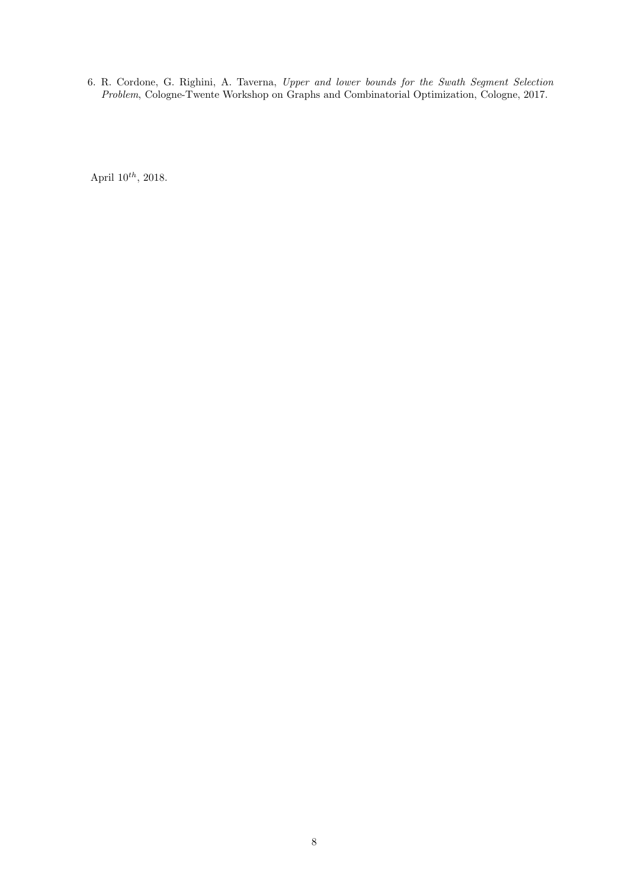6. R. Cordone, G. Righini, A. Taverna, *Upper and lower bounds for the Swath Segment Selection Problem*, Cologne-Twente Workshop on Graphs and Combinatorial Optimization, Cologne, 2017.

April $10^{th}$, 2018.